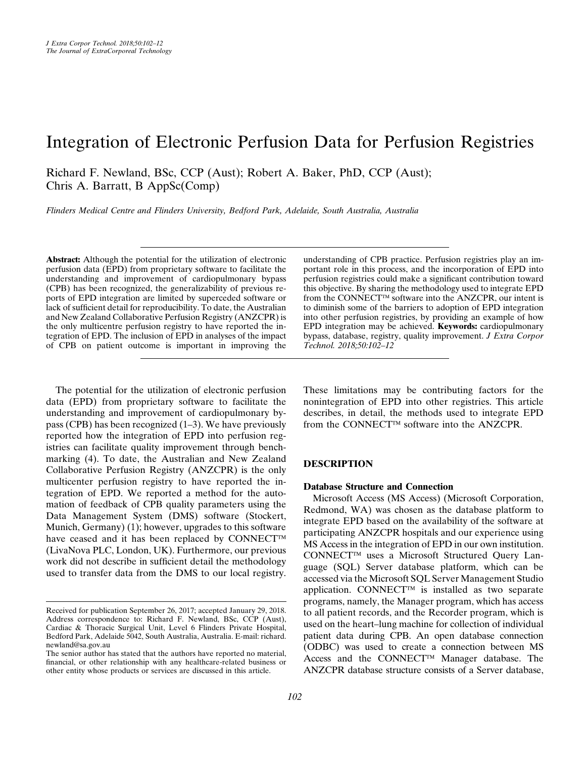# Integration of Electronic Perfusion Data for Perfusion Registries

Richard F. Newland, BSc, CCP (Aust); Robert A. Baker, PhD, CCP (Aust); Chris A. Barratt, B AppSc(Comp)

*Flinders Medical Centre and Flinders University, Bedford Park, Adelaide, South Australia, Australia*

**Abstract:** Although the potential for the utilization of electronic perfusion data (EPD) from proprietary software to facilitate the understanding and improvement of cardiopulmonary bypass (CPB) has been recognized, the generalizability of previous reports of EPD integration are limited by superceded software or lack of sufficient detail for reproducibility. To date, the Australian and New Zealand Collaborative Perfusion Registry (ANZCPR) is the only multicentre perfusion registry to have reported the integration of EPD. The inclusion of EPD in analyses of the impact of CPB on patient outcome is important in improving the understanding of CPB practice. Perfusion registries play an important role in this process, and the incorporation of EPD into perfusion registries could make a significant contribution toward this objective. By sharing the methodology used to integrate EPD from the CONNECT™ software into the ANZCPR, our intent is to diminish some of the barriers to adoption of EPD integration into other perfusion registries, by providing an example of how EPD integration may be achieved. **Keywords:** cardiopulmonary bypass, database, registry, quality improvement. *J Extra Corpor Technol. 2018;50:102–12*

The potential for the utilization of electronic perfusion data (EPD) from proprietary software to facilitate the understanding and improvement of cardiopulmonary bypass (CPB) has been recognized (1–3). We have previously reported how the integration of EPD into perfusion registries can facilitate quality improvement through benchmarking (4). To date, the Australian and New Zealand Collaborative Perfusion Registry (ANZCPR) is the only multicenter perfusion registry to have reported the integration of EPD. We reported a method for the automation of feedback of CPB quality parameters using the Data Management System (DMS) software (Stockert, Munich, Germany) (1); however, upgrades to this software have ceased and it has been replaced by CONNECT™ (LivaNova PLC, London, UK). Furthermore, our previous work did not describe in sufficient detail the methodology used to transfer data from the DMS to our local registry. These limitations may be contributing factors for the nonintegration of EPD into other registries. This article describes, in detail, the methods used to integrate EPD from the CONNECT™ software into the ANZCPR.

## DESCRIPTION

### Database Structure and Connection

Microsoft Access (MS Access) (Microsoft Corporation, Redmond, WA) was chosen as the database platform to integrate EPD based on the availability of the software at participating ANZCPR hospitals and our experience using MS Access in the integration of EPD in our own institution. CONNECT™ uses a Microsoft Structured Query Language (SQL) Server database platform, which can be accessed via the Microsoft SQL Server Management Studio application. CONNECT™ is installed as two separate programs, namely, the Manager program, which has access to all patient records, and the Recorder program, which is used on the heart–lung machine for collection of individual patient data during CPB. An open database connection (ODBC) was used to create a connection between MS Access and the CONNECT™ Manager database. The ANZCPR database structure consists of a Server database,

Received for publication September 26, 2017; accepted January 29, 2018.
Address correspondence to: Richard F. Newland, BSc, CCP (Aust), Cardiac & Thoracic Surgical Unit, Level 6 Flinders Private Hospital, Bedford Park, Adelaide 5042, South Australia, Australia. E-mail: richard.newland@sa.gov.au

The senior author has stated that the authors have reported no material, financial, or other relationship with any healthcare-related business or other entity whose products or services are discussed in this article.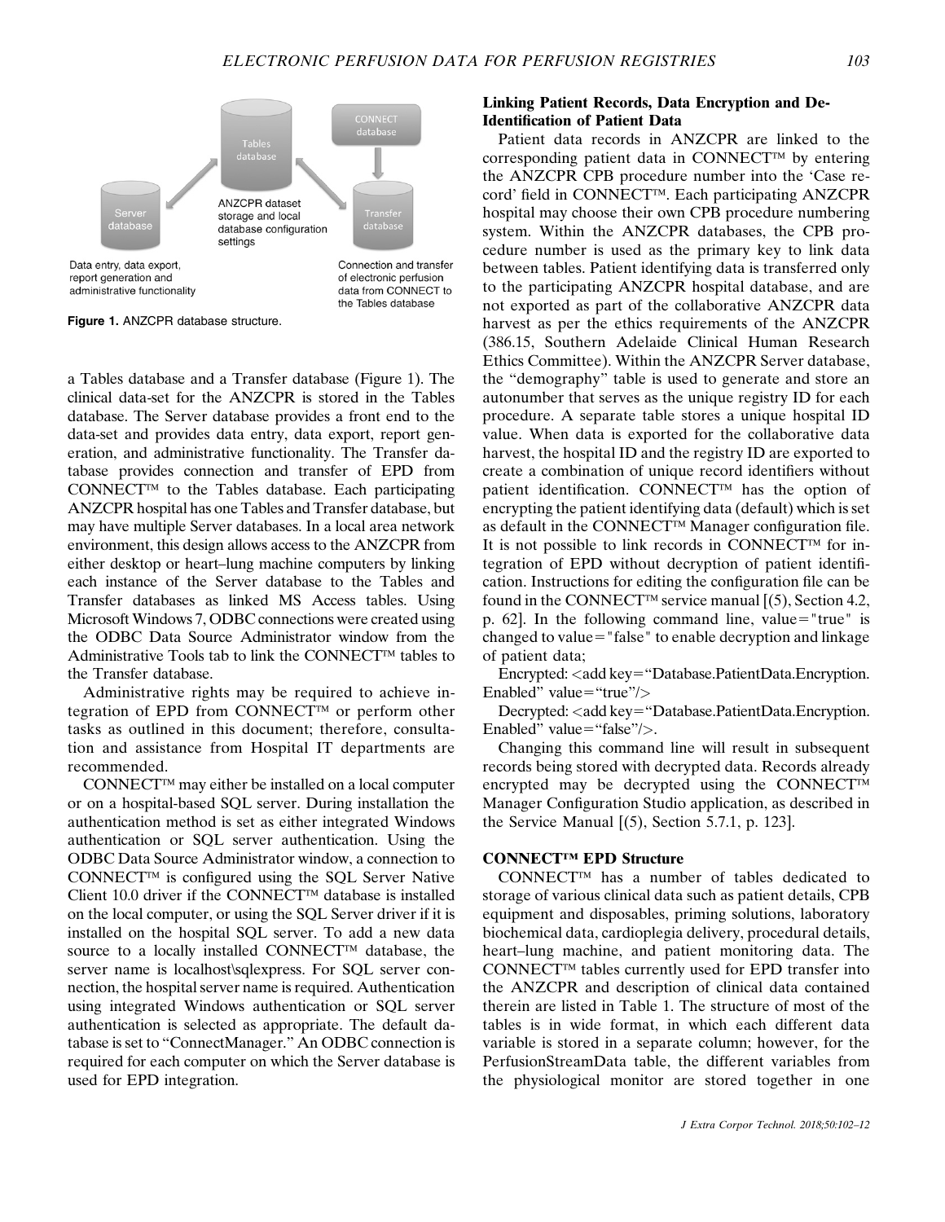Data entry, data export, report generation and administrative functionality

ANZCPR dataset storage and local database configuration settings

Connection and transfer of electronic perfusion data from CONNECT to the Tables database

**Figure 1.** ANZCPR database structure.

a Tables database and a Transfer database (Figure 1). The clinical data-set for the ANZCPR is stored in the Tables database. The Server database provides a front end to the data-set and provides data entry, data export, report generation, and administrative functionality. The Transfer database provides connection and transfer of EPD from CONNECT™ to the Tables database. Each participating ANZCPR hospital has one Tables and Transfer database, but may have multiple Server databases. In a local area network environment, this design allows access to the ANZCPR from either desktop or heart–lung machine computers by linking each instance of the Server database to the Tables and Transfer databases as linked MS Access tables. Using Microsoft Windows 7, ODBC connections were created using the ODBC Data Source Administrator window from the Administrative Tools tab to link the CONNECT™ tables to the Transfer database.

Administrative rights may be required to achieve integration of EPD from CONNECT™ or perform other tasks as outlined in this document; therefore, consultation and assistance from Hospital IT departments are recommended.

CONNECT™ may either be installed on a local computer or on a hospital-based SQL server. During installation the authentication method is set as either integrated Windows authentication or SQL server authentication. Using the ODBC Data Source Administrator window, a connection to CONNECT™ is configured using the SQL Server Native Client 10.0 driver if the CONNECT™ database is installed on the local computer, or using the SQL Server driver if it is installed on the hospital SQL server. To add a new data source to a locally installed CONNECT™ database, the server name is localhost\sqlexpress. For SQL server connection, the hospital server name is required. Authentication using integrated Windows authentication or SQL server authentication is selected as appropriate. The default database is set to "ConnectManager." An ODBC connection is required for each computer on which the Server database is used for EPD integration.

### Linking Patient Records, Data Encryption and De-Identification of Patient Data

Patient data records in ANZCPR are linked to the corresponding patient data in CONNECT™ by entering the ANZCPR CPB procedure number into the 'Case record' field in CONNECT™. Each participating ANZCPR hospital may choose their own CPB procedure numbering system. Within the ANZCPR databases, the CPB procedure number is used as the primary key to link data between tables. Patient identifying data is transferred only to the participating ANZCPR hospital database, and are not exported as part of the collaborative ANZCPR data harvest as per the ethics requirements of the ANZCPR (386.15, Southern Adelaide Clinical Human Research Ethics Committee). Within the ANZCPR Server database, the "demography" table is used to generate and store an autonumber that serves as the unique registry ID for each procedure. A separate table stores a unique hospital ID value. When data is exported for the collaborative data harvest, the hospital ID and the registry ID are exported to create a combination of unique record identifiers without patient identification. CONNECT™ has the option of encrypting the patient identifying data (default) which is set as default in the CONNECT™ Manager configuration file. It is not possible to link records in CONNECT™ for integration of EPD without decryption of patient identification. Instructions for editing the configuration file can be found in the CONNECT™ service manual [(5), Section 4.2, p. 62]. In the following command line, value="true" is changed to value="false" to enable decryption and linkage of patient data;

Encrypted: <add key="Database.PatientData.Encryption.Enabled" value="true"/>

Decrypted: <add key="Database.PatientData.Encryption.Enabled" value="false"/>.

Changing this command line will result in subsequent records being stored with decrypted data. Records already encrypted may be decrypted using the CONNECT™ Manager Configuration Studio application, as described in the Service Manual [(5), Section 5.7.1, p. 123].

### CONNECT™ EPD Structure

CONNECT™ has a number of tables dedicated to storage of various clinical data such as patient details, CPB equipment and disposables, priming solutions, laboratory biochemical data, cardioplegia delivery, procedural details, heart–lung machine, and patient monitoring data. The CONNECT™ tables currently used for EPD transfer into the ANZCPR and description of clinical data contained therein are listed in Table 1. The structure of most of the tables is in wide format, in which each different data variable is stored in a separate column; however, for the PerfusionStreamData table, the different variables from the physiological monitor are stored together in one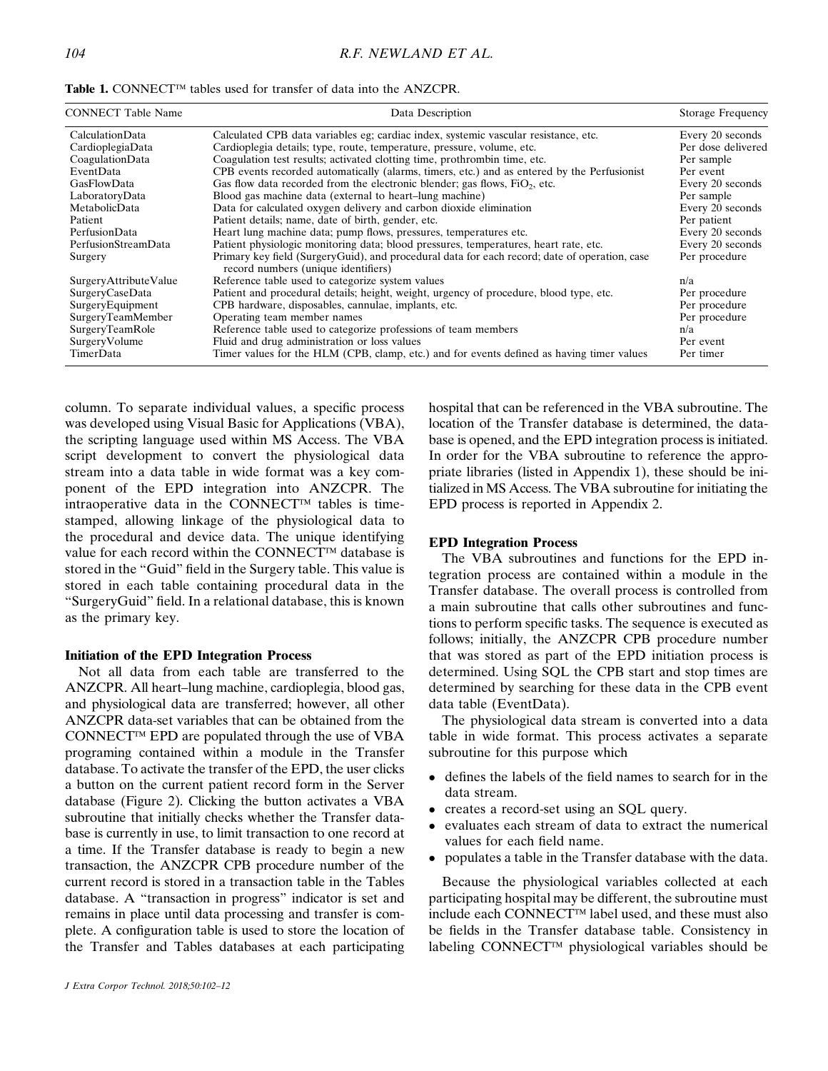**Table 1.** CONNECT™ tables used for transfer of data into the ANZCPR.

| CONNECT Table Name | Data Description | Storage Frequency |
|---|---|---|
| CalculationData | Calculated CPB data variables eg; cardiac index, systemic vascular resistance, etc. | Every 20 seconds |
| CardioplegiaData | Cardioplegia details; type, route, temperature, pressure, volume, etc. | Per dose delivered |
| CoagulationData | Coagulation test results; activated clotting time, prothrombin time, etc. | Per sample |
| EventData | CPB events recorded automatically (alarms, timers, etc.) and as entered by the Perfusionist | Per event |
| GasFlowData | Gas flow data recorded from the electronic blender; gas flows, $FiO_2$, etc. | Every 20 seconds |
| LaboratoryData | Blood gas machine data (external to heart–lung machine) | Per sample |
| MetabolicData | Data for calculated oxygen delivery and carbon dioxide elimination | Every 20 seconds |
| Patient | Patient details; name, date of birth, gender, etc. | Per patient |
| PerfusionData | Heart lung machine data; pump flows, pressures, temperatures etc. | Every 20 seconds |
| PerfusionStreamData | Patient physiologic monitoring data; blood pressures, temperatures, heart rate, etc. | Every 20 seconds |
| Surgery | Primary key field (SurgeryGuid), and procedural data for each record; date of operation, case record numbers (unique identifiers) | Per procedure |
| SurgeryAttributeValue | Reference table used to categorize system values | n/a |
| SurgeryCaseData | Patient and procedural details; height, weight, urgency of procedure, blood type, etc. | Per procedure |
| SurgeryEquipment | CPB hardware, disposables, cannulae, implants, etc. | Per procedure |
| SurgeryTeamMember | Operating team member names | Per procedure |
| SurgeryTeamRole | Reference table used to categorize professions of team members | n/a |
| SurgeryVolume | Fluid and drug administration or loss values | Per event |
| TimerData | Timer values for the HLM (CPB, clamp, etc.) and for events defined as having timer values | Per timer |

column. To separate individual values, a specific process was developed using Visual Basic for Applications (VBA), the scripting language used within MS Access. The VBA script development to convert the physiological data stream into a data table in wide format was a key component of the EPD integration into ANZCPR. The intraoperative data in the CONNECT™ tables is time-stamped, allowing linkage of the physiological data to the procedural and device data. The unique identifying value for each record within the CONNECT™ database is stored in the "Guid" field in the Surgery table. This value is stored in each table containing procedural data in the "SurgeryGuid" field. In a relational database, this is known as the primary key.

### Initiation of the EPD Integration Process

Not all data from each table are transferred to the ANZCPR. All heart–lung machine, cardioplegia, blood gas, and physiological data are transferred; however, all other ANZCPR data-set variables that can be obtained from the CONNECT™ EPD are populated through the use of VBA programing contained within a module in the Transfer database. To activate the transfer of the EPD, the user clicks a button on the current patient record form in the Server database (Figure 2). Clicking the button activates a VBA subroutine that initially checks whether the Transfer database is currently in use, to limit transaction to one record at a time. If the Transfer database is ready to begin a new transaction, the ANZCPR CPB procedure number of the current record is stored in a transaction table in the Tables database. A "transaction in progress" indicator is set and remains in place until data processing and transfer is complete. A configuration table is used to store the location of the Transfer and Tables databases at each participating hospital that can be referenced in the VBA subroutine. The location of the Transfer database is determined, the database is opened, and the EPD integration process is initiated. In order for the VBA subroutine to reference the appropriate libraries (listed in Appendix 1), these should be initialized in MS Access. The VBA subroutine for initiating the EPD process is reported in Appendix 2.

### EPD Integration Process

The VBA subroutines and functions for the EPD integration process are contained within a module in the Transfer database. The overall process is controlled from a main subroutine that calls other subroutines and functions to perform specific tasks. The sequence is executed as follows; initially, the ANZCPR CPB procedure number that was stored as part of the EPD initiation process is determined. Using SQL the CPB start and stop times are determined by searching for these data in the CPB event data table (EventData).

The physiological data stream is converted into a data table in wide format. This process activates a separate subroutine for this purpose which

- defines the labels of the field names to search for in the data stream.
- creates a record-set using an SQL query.
- evaluates each stream of data to extract the numerical values for each field name.
- populates a table in the Transfer database with the data.

Because the physiological variables collected at each participating hospital may be different, the subroutine must include each CONNECT™ label used, and these must also be fields in the Transfer database table. Consistency in labeling CONNECT™ physiological variables should be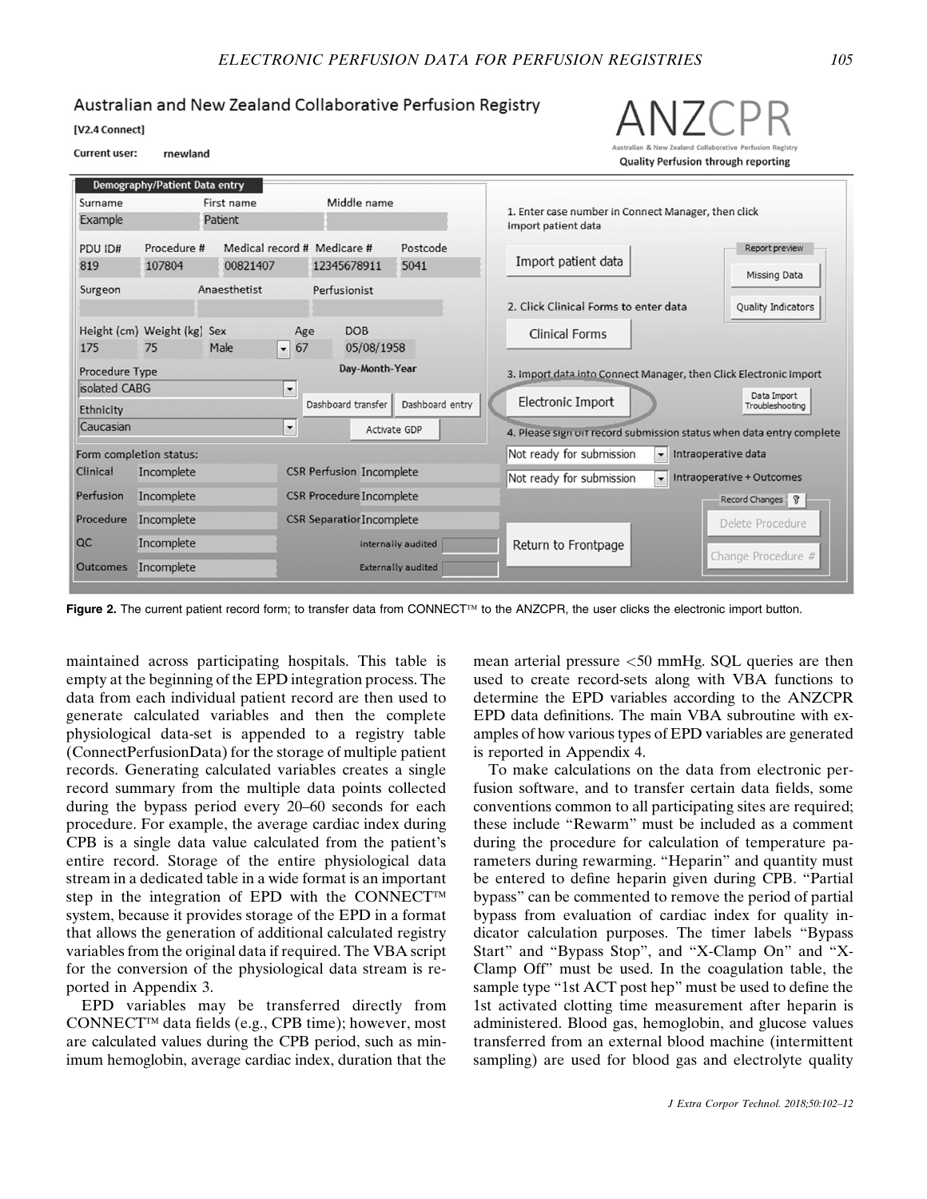Figure 2. The current patient record form; to transfer data from CONNECT™ to the ANZCPR, the user clicks the electronic import button.

maintained across participating hospitals. This table is empty at the beginning of the EPD integration process. The data from each individual patient record are then used to generate calculated variables and then the complete physiological data-set is appended to a registry table (ConnectPerfusionData) for the storage of multiple patient records. Generating calculated variables creates a single record summary from the multiple data points collected during the bypass period every 20–60 seconds for each procedure. For example, the average cardiac index during CPB is a single data value calculated from the patient's entire record. Storage of the entire physiological data stream in a dedicated table in a wide format is an important step in the integration of EPD with the CONNECT™ system, because it provides storage of the EPD in a format that allows the generation of additional calculated registry variables from the original data if required. The VBA script for the conversion of the physiological data stream is reported in Appendix 3.

EPD variables may be transferred directly from CONNECT™ data fields (e.g., CPB time); however, most are calculated values during the CPB period, such as minimum hemoglobin, average cardiac index, duration that the mean arterial pressure <50 mmHg. SQL queries are then used to create record-sets along with VBA functions to determine the EPD variables according to the ANZCPR EPD data definitions. The main VBA subroutine with examples of how various types of EPD variables are generated is reported in Appendix 4.

To make calculations on the data from electronic perfusion software, and to transfer certain data fields, some conventions common to all participating sites are required; these include "Rewarm" must be included as a comment during the procedure for calculation of temperature parameters during rewarming. "Heparin" and quantity must be entered to define heparin given during CPB. "Partial bypass" can be commented to remove the period of partial bypass from evaluation of cardiac index for quality indicator calculation purposes. The timer labels "Bypass Start" and "Bypass Stop", and "X-Clamp On" and "X-Clamp Off" must be used. In the coagulation table, the sample type "1st ACT post hep" must be used to define the 1st activated clotting time measurement after heparin is administered. Blood gas, hemoglobin, and glucose values transferred from an external blood machine (intermittent sampling) are used for blood gas and electrolyte quality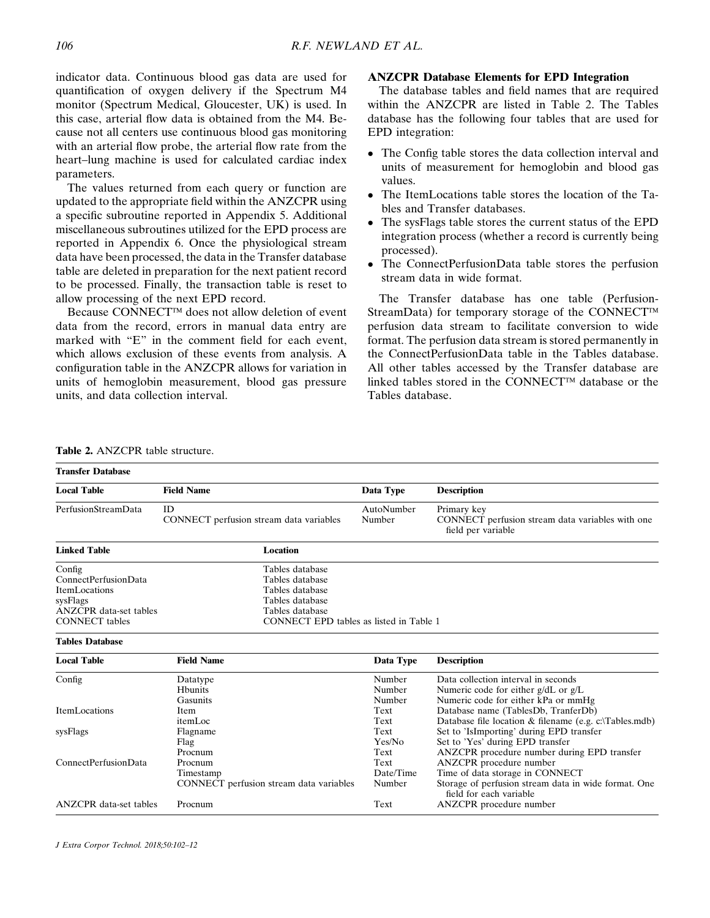indicator data. Continuous blood gas data are used for quantification of oxygen delivery if the Spectrum M4 monitor (Spectrum Medical, Gloucester, UK) is used. In this case, arterial flow data is obtained from the M4. Because not all centers use continuous blood gas monitoring with an arterial flow probe, the arterial flow rate from the heart–lung machine is used for calculated cardiac index parameters.

The values returned from each query or function are updated to the appropriate field within the ANZCPR using a specific subroutine reported in Appendix 5. Additional miscellaneous subroutines utilized for the EPD process are reported in Appendix 6. Once the physiological stream data have been processed, the data in the Transfer database table are deleted in preparation for the next patient record to be processed. Finally, the transaction table is reset to allow processing of the next EPD record.

Because CONNECT™ does not allow deletion of event data from the record, errors in manual data entry are marked with "E" in the comment field for each event, which allows exclusion of these events from analysis. A configuration table in the ANZCPR allows for variation in units of hemoglobin measurement, blood gas pressure units, and data collection interval.

### ANZCPR Database Elements for EPD Integration

The database tables and field names that are required within the ANZCPR are listed in Table 2. The Tables database has the following four tables that are used for EPD integration:

- The Config table stores the data collection interval and units of measurement for hemoglobin and blood gas values.
- The ItemLocations table stores the location of the Tables and Transfer databases.
- The sysFlags table stores the current status of the EPD integration process (whether a record is currently being processed).
- The ConnectPerfusionData table stores the perfusion stream data in wide format.

The Transfer database has one table (PerfusionStreamData) for temporary storage of the CONNECT™ perfusion data stream to facilitate conversion to wide format. The perfusion data stream is stored permanently in the ConnectPerfusionData table in the Tables database. All other tables accessed by the Transfer database are linked tables stored in the CONNECT™ database or the Tables database.

**Table 2.** ANZCPR table structure.

**Transfer Database**

| Local Table | Field Name | Data Type | Description |
|---|---|---|---|
| PerfusionStreamData | ID | AutoNumber | Primary key |
| | CONNECT perfusion stream data variables | Number | CONNECT perfusion stream data variables with one field per variable |

| Linked Table | Location |
|---|---|
| Config | Tables database |
| ConnectPerfusionData | Tables database |
| ItemLocations | Tables database |
| sysFlags | Tables database |
| ANZCPR data-set tables | Tables database |
| CONNECT tables | CONNECT EPD tables as listed in Table 1 |

**Tables Database**

| Local Table | Field Name | Data Type | Description |
|---|---|---|---|
| Config | Datatype | Number | Data collection interval in seconds |
| | Hbunits | Number | Numeric code for either g/dL or g/L |
| | Gasunits | Number | Numeric code for either kPa or mmHg |
| ItemLocations | Item | Text | Database name (TablesDb, TranferDb) |
| | itemLoc | Text | Database file location & filename (e.g. c:\Tables.mdb) |
| sysFlags | Flagname | Text | Set to 'IsImporting' during EPD transfer |
| | Flag | Yes/No | Set to 'Yes' during EPD transfer |
| | Procnum | Text | ANZCPR procedure number during EPD transfer |
| ConnectPerfusionData | Procnum | Text | ANZCPR procedure number |
| | Timestamp | Date/Time | Time of data storage in CONNECT |
| | CONNECT perfusion stream data variables | Number | Storage of perfusion stream data in wide format. One field for each variable |
| ANZCPR data-set tables | Procnum | Text | ANZCPR procedure number |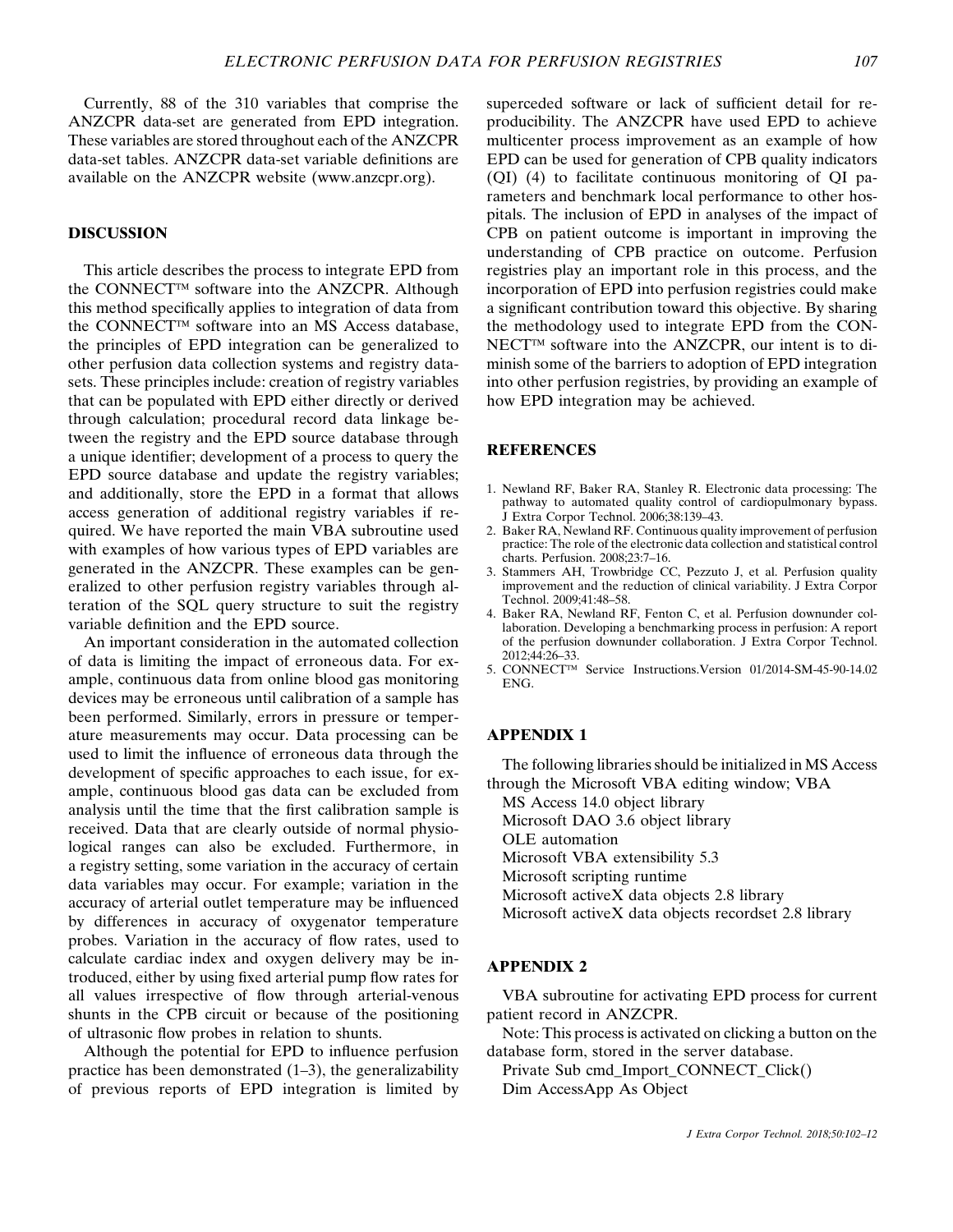Currently, 88 of the 310 variables that comprise the ANZCPR data-set are generated from EPD integration. These variables are stored throughout each of the ANZCPR data-set tables. ANZCPR data-set variable definitions are available on the ANZCPR website (www.anzcpr.org).

## DISCUSSION

This article describes the process to integrate EPD from the CONNECT™ software into the ANZCPR. Although this method specifically applies to integration of data from the CONNECT™ software into an MS Access database, the principles of EPD integration can be generalized to other perfusion data collection systems and registry datasets. These principles include: creation of registry variables that can be populated with EPD either directly or derived through calculation; procedural record data linkage between the registry and the EPD source database through a unique identifier; development of a process to query the EPD source database and update the registry variables; and additionally, store the EPD in a format that allows access generation of additional registry variables if required. We have reported the main VBA subroutine used with examples of how various types of EPD variables are generated in the ANZCPR. These examples can be generalized to other perfusion registry variables through alteration of the SQL query structure to suit the registry variable definition and the EPD source.

An important consideration in the automated collection of data is limiting the impact of erroneous data. For example, continuous data from online blood gas monitoring devices may be erroneous until calibration of a sample has been performed. Similarly, errors in pressure or temperature measurements may occur. Data processing can be used to limit the influence of erroneous data through the development of specific approaches to each issue, for example, continuous blood gas data can be excluded from analysis until the time that the first calibration sample is received. Data that are clearly outside of normal physiological ranges can also be excluded. Furthermore, in a registry setting, some variation in the accuracy of certain data variables may occur. For example; variation in the accuracy of arterial outlet temperature may be influenced by differences in accuracy of oxygenator temperature probes. Variation in the accuracy of flow rates, used to calculate cardiac index and oxygen delivery may be introduced, either by using fixed arterial pump flow rates for all values irrespective of flow through arterial-venous shunts in the CPB circuit or because of the positioning of ultrasonic flow probes in relation to shunts.

Although the potential for EPD to influence perfusion practice has been demonstrated (1–3), the generalizability of previous reports of EPD integration is limited by superceded software or lack of sufficient detail for reproducibility. The ANZCPR have used EPD to achieve multicenter process improvement as an example of how EPD can be used for generation of CPB quality indicators (QI) (4) to facilitate continuous monitoring of QI parameters and benchmark local performance to other hospitals. The inclusion of EPD in analyses of the impact of CPB on patient outcome is important in improving the understanding of CPB practice on outcome. Perfusion registries play an important role in this process, and the incorporation of EPD into perfusion registries could make a significant contribution toward this objective. By sharing the methodology used to integrate EPD from the CONNECT™ software into the ANZCPR, our intent is to diminish some of the barriers to adoption of EPD integration into other perfusion registries, by providing an example of how EPD integration may be achieved.

## REFERENCES

1. Newland RF, Baker RA, Stanley R. Electronic data processing: The pathway to automated quality control of cardiopulmonary bypass. J Extra Corpor Technol. 2006;38:139–43.
2. Baker RA, Newland RF. Continuous quality improvement of perfusion practice: The role of the electronic data collection and statistical control charts. Perfusion. 2008;23:7–16.
3. Stammers AH, Trowbridge CC, Pezzuto J, et al. Perfusion quality improvement and the reduction of clinical variability. J Extra Corpor Technol. 2009;41:48–58.
4. Baker RA, Newland RF, Fenton C, et al. Perfusion downunder collaboration. Developing a benchmarking process in perfusion: A report of the perfusion downunder collaboration. J Extra Corpor Technol. 2012;44:26–33.
5. CONNECT™ Service Instructions.Version 01/2014-SM-45-90-14.02 ENG.

## APPENDIX 1

The following libraries should be initialized in MS Access through the Microsoft VBA editing window; VBA

MS Access 14.0 object library
Microsoft DAO 3.6 object library
OLE automation
Microsoft VBA extensibility 5.3
Microsoft scripting runtime
Microsoft activeX data objects 2.8 library
Microsoft activeX data objects recordset 2.8 library

## APPENDIX 2

VBA subroutine for activating EPD process for current patient record in ANZCPR.

Note: This process is activated on clicking a button on the database form, stored in the server database.

```
Private Sub cmd_Import_CONNECT_Click()
Dim AccessApp As Object
```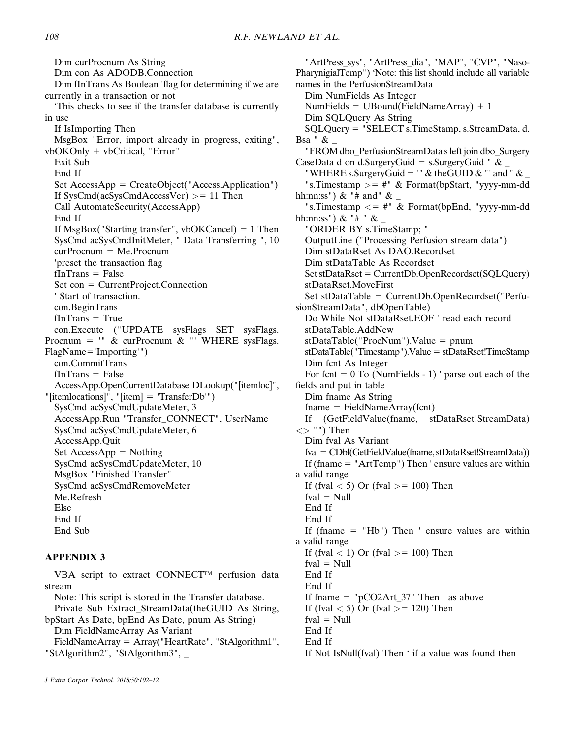```
Dim curProcnum As String
Dim con As ADODB.Connection
Dim fInTrans As Boolean 'flag for determining if we are currently in a transaction or not
'This checks to see if the transfer database is currently in use
If IsImporting Then
MsgBox "Error, import already in progress, exiting", vbOKOnly + vbCritical, "Error"
Exit Sub
End If
Set AccessApp = CreateObject("Access.Application")
If SysCmd(acSysCmdAccessVer) >= 11 Then
Call AutomateSecurity(AccessApp)
End If
If MsgBox("Starting transfer", vbOKCancel) = 1 Then
SysCmd acSysCmdInitMeter, " Data Transferring ", 10
curProcnum = Me.Procnum
'preset the transaction flag
fInTrans = False
Set con = CurrentProject.Connection
' Start of transaction.
con.BeginTrans
fInTrans = True
con.Execute ("UPDATE sysFlags SET sysFlags.Procnum = '" & curProcnum & "' WHERE sysFlags.FlagName='Importing'")
con.CommitTrans
fInTrans = False
AccessApp.OpenCurrentDatabase DLookup("[itemloc]", "[itemlocations]", "[item] = 'TransferDb'")
SysCmd acSysCmdUpdateMeter, 3
AccessApp.Run "Transfer_CONNECT", UserName
SysCmd acSysCmdUpdateMeter, 6
AccessApp.Quit
Set AccessApp = Nothing
SysCmd acSysCmdUpdateMeter, 10
MsgBox "Finished Transfer"
SysCmd acSysCmdRemoveMeter
Me.Refresh
Else
End If
End Sub
```

## APPENDIX 3

VBA script to extract CONNECT™ perfusion data stream

Note: This script is stored in the Transfer database.

```
Private Sub Extract_StreamData(theGUID As String, bpStart As Date, bpEnd As Date, pnum As String)
Dim FieldNameArray As Variant
FieldNameArray = Array("HeartRate", "StAlgorithm1", "StAlgorithm2", "StAlgorithm3", _
"ArtPress_sys", "ArtPress_dia", "MAP", "CVP", "NasoPharynigialTemp") 'Note: this list should include all variable names in the PerfusionStreamData
Dim NumFields As Integer
NumFields = UBound(FieldNameArray) + 1
Dim SQLQuery As String
SQLQuery = "SELECT s.TimeStamp, s.StreamData, d.Bsa " & _
"FROM dbo_PerfusionStreamData s left join dbo_SurgeryCaseData d on d.SurgeryGuid = s.SurgeryGuid " & _
"WHERE s.SurgeryGuid = '" & theGUID & "' and " & _
"s.Timestamp >= #" & Format(bpStart, "yyyy-mm-dd hh:nn:ss") & "# and" & _
"s.Timestamp <= #" & Format(bpEnd, "yyyy-mm-dd hh:nn:ss") & "# " & _
"ORDER BY s.TimeStamp; "
OutputLine ("Processing Perfusion stream data")
Dim stDataRset As DAO.Recordset
Dim stDataTable As Recordset
Set stDataRset = CurrentDb.OpenRecordset(SQLQuery)
stDataRset.MoveFirst
Set stDataTable = CurrentDb.OpenRecordset("PerfusionStreamData", dbOpenTable)
Do While Not stDataRset.EOF ' read each record
stDataTable.AddNew
stDataTable("ProcNum").Value = pnum
stDataTable("Timestamp").Value = stDataRset!TimeStamp
Dim fcnt As Integer
For fcnt = 0 To (NumFields - 1) ' parse out each of the fields and put in table
Dim fname As String
fname = FieldNameArray(fcnt)
If (GetFieldValue(fname, stDataRset!StreamData) <> "") Then
Dim fval As Variant
fval = CDbl(GetFieldValue(fname, stDataRset!StreamData))
If (fname = "ArtTemp") Then ' ensure values are within a valid range
If (fval < 5) Or (fval >= 100) Then
fval = Null
End If
End If
If (fname = "Hb") Then ' ensure values are within a valid range
If (fval < 1) Or (fval >= 100) Then
fval = Null
End If
End If
If fname = "pCO2Art_37" Then ' as above
If (fval < 5) Or (fval >= 120) Then
fval = Null
End If
End If
If Not IsNull(fval) Then ' if a value was found then
```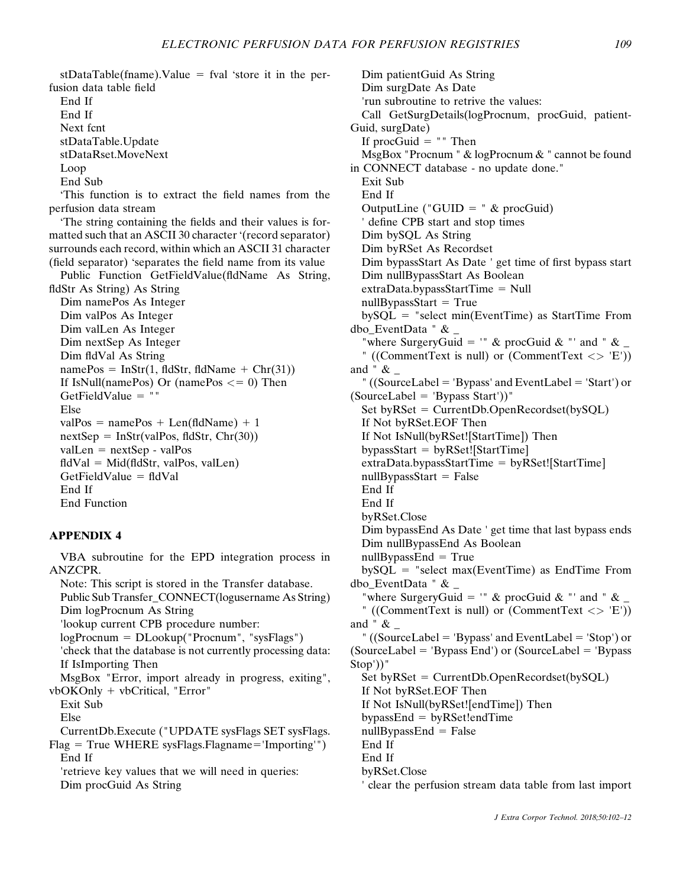```
stDataTable(fname).Value = fval 'store it in the perfusion data table field
End If
End If
Next fcnt
stDataTable.Update
stDataRset.MoveNext
Loop
End Sub
'This function is to extract the field names from the perfusion data stream
'The string containing the fields and their values is formatted such that an ASCII 30 character '(record separator) surrounds each record, within which an ASCII 31 character (field separator) 'separates the field name from its value
Public Function GetFieldValue(fldName As String, fldStr As String) As String
Dim namePos As Integer
Dim valPos As Integer
Dim valLen As Integer
Dim nextSep As Integer
Dim fldVal As String
namePos = InStr(1, fldStr, fldName + Chr(31))
If IsNull(namePos) Or (namePos <= 0) Then
GetFieldValue = ""
Else
valPos = namePos + Len(fldName) + 1
nextSep = InStr(valPos, fldStr, Chr(30))
valLen = nextSep - valPos
fldVal = Mid(fldStr, valPos, valLen)
GetFieldValue = fldVal
End If
End Function
```

## APPENDIX 4

VBA subroutine for the EPD integration process in ANZCPR.

Note: This script is stored in the Transfer database.

```
Public Sub Transfer_CONNECT(logusername As String)
Dim logProcnum As String
'lookup current CPB procedure number:
logProcnum = DLookup("Procnum", "sysFlags")
'check that the database is not currently processing data:
If IsImporting Then
MsgBox "Error, import already in progress, exiting", vbOKOnly + vbCritical, "Error"
Exit Sub
Else
CurrentDb.Execute ("UPDATE sysFlags SET sysFlags.Flag = True WHERE sysFlags.Flagname='Importing'")
End If
'retrieve key values that we will need in queries:
Dim procGuid As String
Dim patientGuid As String
Dim surgDate As Date
'run subroutine to retrive the values:
Call GetSurgDetails(logProcnum, procGuid, patientGuid, surgDate)
If procGuid = "" Then
MsgBox "Procnum " & logProcnum & " cannot be found in CONNECT database - no update done."
Exit Sub
End If
OutputLine ("GUID = " & procGuid)
' define CPB start and stop times
Dim bySQL As String
Dim byRSet As Recordset
Dim bypassStart As Date ' get time of first bypass start
Dim nullBypassStart As Boolean
extraData.bypassStartTime = Null
nullBypassStart = True
bySQL = "select min(EventTime) as StartTime From dbo_EventData " & _
"where SurgeryGuid = '" & procGuid & "' and " & _
" ((CommentText is null) or (CommentText <> 'E')) and " & _
" ((SourceLabel = 'Bypass' and EventLabel = 'Start') or (SourceLabel = 'Bypass Start'))"
Set byRSet = CurrentDb.OpenRecordset(bySQL)
If Not byRSet.EOF Then
If Not IsNull(byRSet![StartTime]) Then
bypassStart = byRSet![StartTime]
extraData.bypassStartTime = byRSet![StartTime]
nullBypassStart = False
End If
End If
byRSet.Close
Dim bypassEnd As Date ' get time that last bypass ends
Dim nullBypassEnd As Boolean
nullBypassEnd = True
bySQL = "select max(EventTime) as EndTime From dbo_EventData " & _
"where SurgeryGuid = '" & procGuid & "' and " & _
" ((CommentText is null) or (CommentText <> 'E')) and " & _
" ((SourceLabel = 'Bypass' and EventLabel = 'Stop') or (SourceLabel = 'Bypass End') or (SourceLabel = 'Bypass Stop'))"
Set byRSet = CurrentDb.OpenRecordset(bySQL)
If Not byRSet.EOF Then
If Not IsNull(byRSet![endTime]) Then
bypassEnd = byRSet!endTime
nullBypassEnd = False
End If
End If
byRSet.Close
' clear the perfusion stream data table from last import
```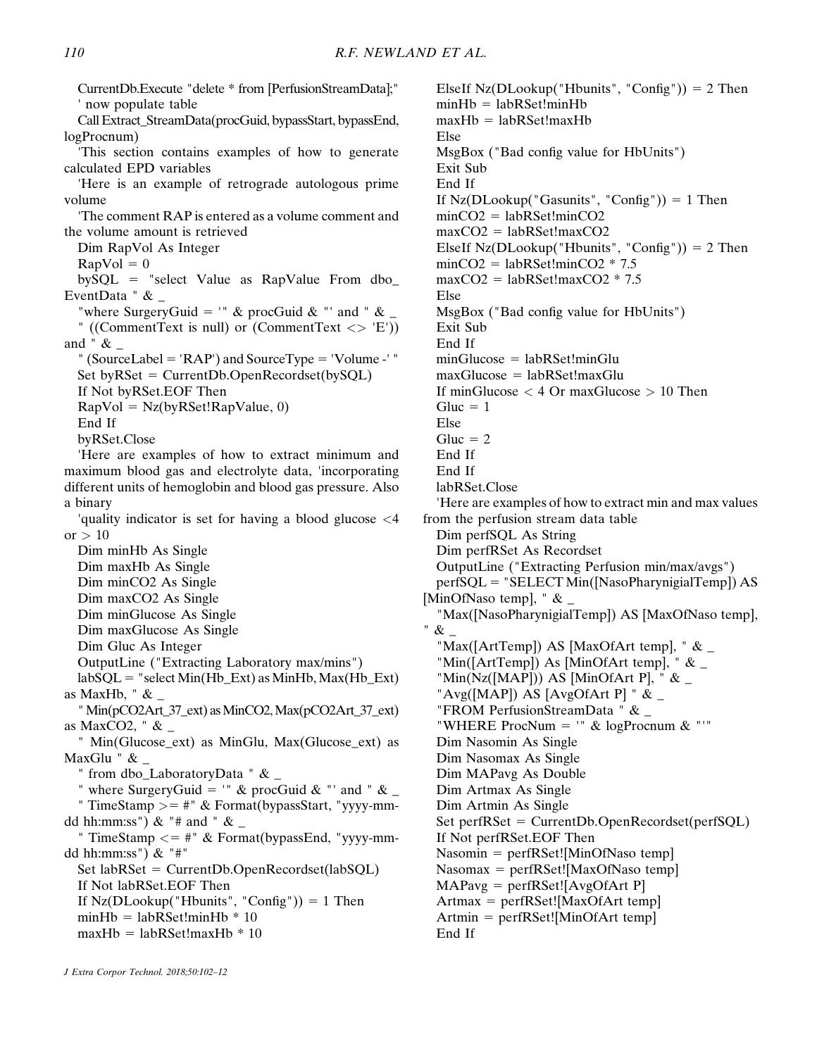```
CurrentDb.Execute "delete * from [PerfusionStreamData];"
' now populate table
Call Extract_StreamData(procGuid, bypassStart, bypassEnd, logProcnum)
'This section contains examples of how to generate calculated EPD variables
'Here is an example of retrograde autologous prime volume
'The comment RAP is entered as a volume comment and the volume amount is retrieved
Dim RapVol As Integer
RapVol = 0
bySQL = "select Value as RapValue From dbo_EventData " & _
"where SurgeryGuid = '" & procGuid & "' and " & _
" ((CommentText is null) or (CommentText <> 'E')) and " & _
" (SourceLabel = 'RAP') and SourceType = 'Volume -' "
Set byRSet = CurrentDb.OpenRecordset(bySQL)
If Not byRSet.EOF Then
RapVol = Nz(byRSet!RapValue, 0)
End If
byRSet.Close
'Here are examples of how to extract minimum and maximum blood gas and electrolyte data, 'incorporating different units of hemoglobin and blood gas pressure. Also a binary
'quality indicator is set for having a blood glucose <4 or > 10
Dim minHb As Single
Dim maxHb As Single
Dim minCO2 As Single
Dim maxCO2 As Single
Dim minGlucose As Single
Dim maxGlucose As Single
Dim Gluc As Integer
OutputLine ("Extracting Laboratory max/mins")
labSQL = "select Min(Hb_Ext) as MinHb, Max(Hb_Ext) as MaxHb, " & _
" Min(pCO2Art_37_ext) as MinCO2, Max(pCO2Art_37_ext) as MaxCO2, " & _
" Min(Glucose_ext) as MinGlu, Max(Glucose_ext) as MaxGlu " & _
" from dbo_LaboratoryData " & _
" where SurgeryGuid = '" & procGuid & "' and " & _
" TimeStamp >= #" & Format(bypassStart, "yyyy-mm-dd hh:mm:ss") & "# and " & _
" TimeStamp <= #" & Format(bypassEnd, "yyyy-mm-dd hh:mm:ss") & "#"
Set labRSet = CurrentDb.OpenRecordset(labSQL)
If Not labRSet.EOF Then
If Nz(DLookup("Hbunits", "Config")) = 1 Then
minHb = labRSet!minHb * 10
maxHb = labRSet!maxHb * 10
ElseIf Nz(DLookup("Hbunits", "Config")) = 2 Then
minHb = labRSet!minHb
maxHb = labRSet!maxHb
Else
MsgBox ("Bad config value for HbUnits")
Exit Sub
End If
If Nz(DLookup("Gasunits", "Config")) = 1 Then
minCO2 = labRSet!minCO2
maxCO2 = labRSet!maxCO2
ElseIf Nz(DLookup("Hbunits", "Config")) = 2 Then
minCO2 = labRSet!minCO2 * 7.5
maxCO2 = labRSet!maxCO2 * 7.5
Else
MsgBox ("Bad config value for HbUnits")
Exit Sub
End If
minGlucose = labRSet!minGlu
maxGlucose = labRSet!maxGlu
If minGlucose < 4 Or maxGlucose > 10 Then
Gluc = 1
Else
Gluc = 2
End If
End If
labRSet.Close
'Here are examples of how to extract min and max values from the perfusion stream data table
Dim perfSQL As String
Dim perfRSet As Recordset
OutputLine ("Extracting Perfusion min/max/avgs")
perfSQL = "SELECT Min([NasoPharynigialTemp]) AS [MinOfNaso temp], " & _
"Max([NasoPharynigialTemp]) AS [MaxOfNaso temp], " & _
"Max([ArtTemp]) AS [MaxOfArt temp], " & _
"Min([ArtTemp]) As [MinOfArt temp], " & _
"Min(Nz([MAP])) AS [MinOfArt P], " & _
"Avg([MAP]) AS [AvgOfArt P] " & _
"FROM PerfusionStreamData " & _
"WHERE ProcNum = '" & logProcnum & "'"
Dim Nasomin As Single
Dim Nasomax As Single
Dim MAPavg As Double
Dim Artmax As Single
Dim Artmin As Single
Set perfRSet = CurrentDb.OpenRecordset(perfSQL)
If Not perfRSet.EOF Then
Nasomin = perfRSet![MinOfNaso temp]
Nasomax = perfRSet![MaxOfNaso temp]
MAPavg = perfRSet![AvgOfArt P]
Artmax = perfRSet![MaxOfArt temp]
Artmin = perfRSet![MinOfArt temp]
End If
```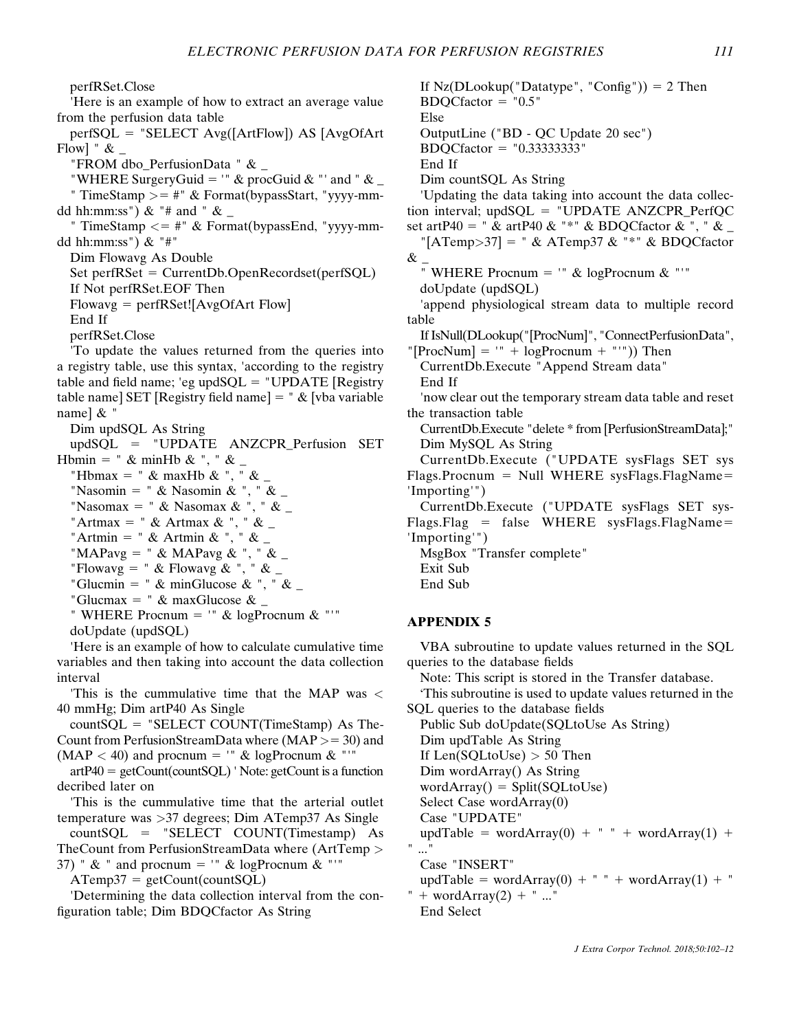```
perfRSet.Close
'Here is an example of how to extract an average value from the perfusion data table
perfSQL = "SELECT Avg([ArtFlow]) AS [AvgOfArt Flow] " & _
"FROM dbo_PerfusionData " & _
"WHERE SurgeryGuid = '" & procGuid & "' and " & _
" TimeStamp >= #" & Format(bypassStart, "yyyy-mm-dd hh:mm:ss") & "# and " & _
" TimeStamp <= #" & Format(bypassEnd, "yyyy-mm-dd hh:mm:ss") & "#"
Dim Flowavg As Double
Set perfRSet = CurrentDb.OpenRecordset(perfSQL)
If Not perfRSet.EOF Then
Flowavg = perfRSet![AvgOfArt Flow]
End If
perfRSet.Close
'To update the values returned from the queries into a registry table, use this syntax, 'according to the registry table and field name; 'eg updSQL = "UPDATE [Registry table name] SET [Registry field name] = " & [vba variable name] & "
Dim updSQL As String
updSQL = "UPDATE ANZCPR_Perfusion SET Hbmin = " & minHb & ", " & _
"Hbmax = " & maxHb & ", " & _
"Nasomin = " & Nasomin & ", " & _
"Nasomax = " & Nasomax & ", " & _
"Artmax = " & Artmax & ", " & _
"Artmin = " & Artmin & ", " & _
"MAPavg = " & MAPavg & ", " & _
"Flowavg = " & Flowavg & ", " & _
"Glucmin = " & minGlucose & ", " & _
"Glucmax = " & maxGlucose & _
" WHERE Procnum = '" & logProcnum & "'"
doUpdate (updSQL)
'Here is an example of how to calculate cumulative time variables and then taking into account the data collection interval
'This is the cummulative time that the MAP was < 40 mmHg; Dim artP40 As Single
countSQL = "SELECT COUNT(TimeStamp) As TheCount from PerfusionStreamData where (MAP >= 30) and (MAP < 40) and procnum = '" & logProcnum & "'"
artP40 = getCount(countSQL) ' Note: getCount is a function decribed later on
'This is the cummulative time that the arterial outlet temperature was >37 degrees; Dim ATemp37 As Single
countSQL = "SELECT COUNT(Timestamp) As TheCount from PerfusionStreamData where (ArtTemp > 37) " & " and procnum = '" & logProcnum & "'"
ATemp37 = getCount(countSQL)
'Determining the data collection interval from the configuration table; Dim BDQCfactor As String
If Nz(DLookup("Datatype", "Config")) = 2 Then
BDQCfactor = "0.5"
Else
OutputLine ("BD - QC Update 20 sec")
BDQCfactor = "0.33333333"
End If
Dim countSQL As String
'Updating the data taking into account the data collection interval; updSQL = "UPDATE ANZCPR_PerfQC set artP40 = " & artP40 & "*" & BDQCfactor & ", " & _
"[ATemp>37] = " & ATemp37 & "*" & BDQCfactor & _
" WHERE Procnum = '" & logProcnum & "'"
doUpdate (updSQL)
'append physiological stream data to multiple record table
If IsNull(DLookup("[ProcNum]", "ConnectPerfusionData", "[ProcNum] = '" + logProcnum + "'")) Then
CurrentDb.Execute "Append Stream data"
End If
'now clear out the temporary stream data table and reset the transaction table
CurrentDb.Execute "delete * from [PerfusionStreamData];"
Dim MySQL As String
CurrentDb.Execute ("UPDATE sysFlags SET sysFlags.Procnum = Null WHERE sysFlags.FlagName='Importing'")
CurrentDb.Execute ("UPDATE sysFlags SET sysFlags.Flag = false WHERE sysFlags.FlagName='Importing'")
MsgBox "Transfer complete"
Exit Sub
End Sub
```

## APPENDIX 5

VBA subroutine to update values returned in the SQL queries to the database fields

Note: This script is stored in the Transfer database.

```
'This subroutine is used to update values returned in the SQL queries to the database fields
Public Sub doUpdate(SQLtoUse As String)
Dim updTable As String
If Len(SQLtoUse) > 50 Then
Dim wordArray() As String
wordArray() = Split(SQLtoUse)
Select Case wordArray(0)
Case "UPDATE"
updTable = wordArray(0) + " " + wordArray(1) + " ..."
Case "INSERT"
updTable = wordArray(0) + " " + wordArray(1) + " " + wordArray(2) + " ..."
End Select
```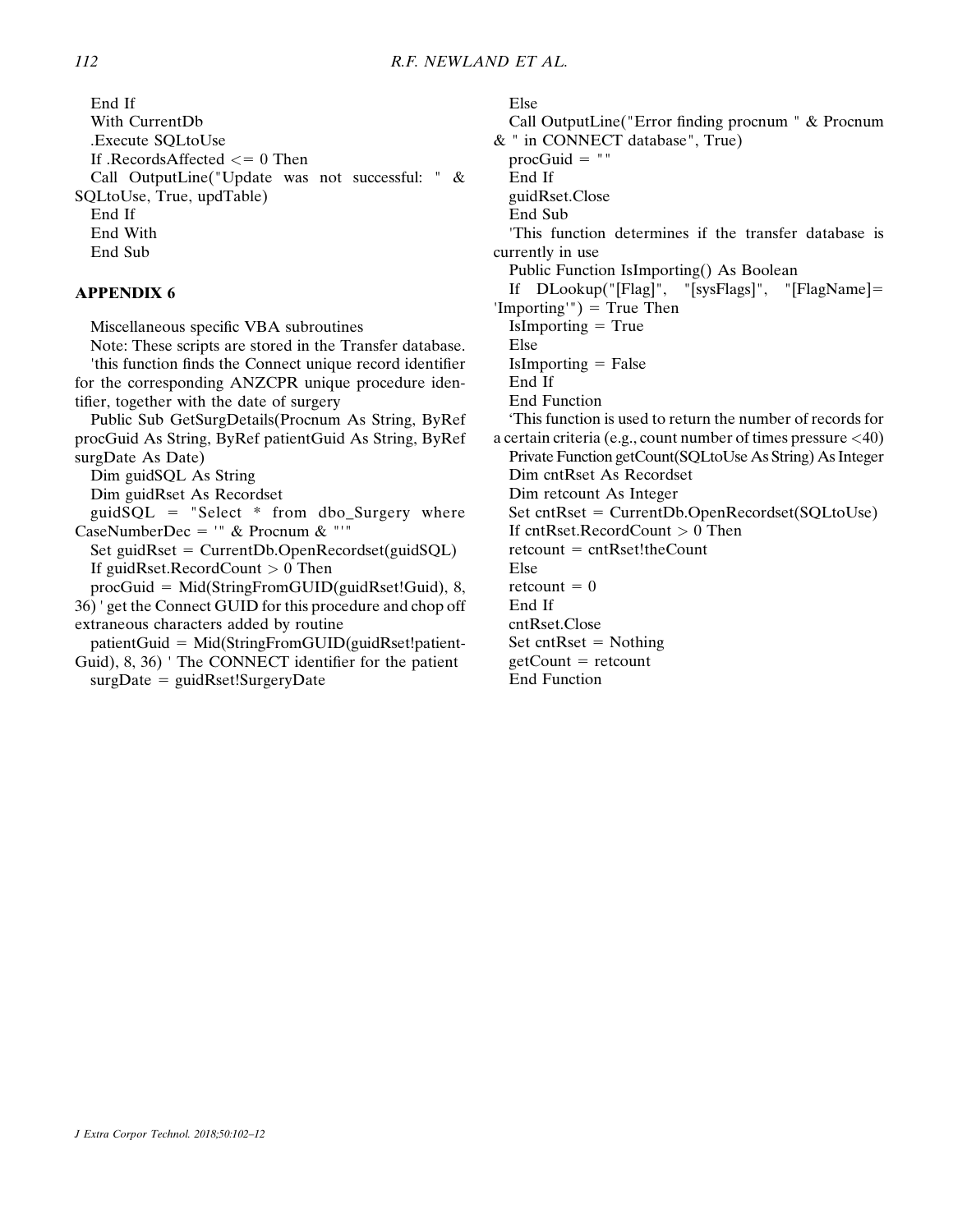```
End If
With CurrentDb
.Execute SQLtoUse
If .RecordsAffected <= 0 Then
Call OutputLine("Update was not successful: " & SQLtoUse, True, updTable)
End If
End With
End Sub
```

## APPENDIX 6

Miscellaneous specific VBA subroutines

Note: These scripts are stored in the Transfer database.

```
'this function finds the Connect unique record identifier for the corresponding ANZCPR unique procedure identifier, together with the date of surgery
Public Sub GetSurgDetails(Procnum As String, ByRef procGuid As String, ByRef patientGuid As String, ByRef surgDate As Date)
Dim guidSQL As String
Dim guidRset As Recordset
guidSQL = "Select * from dbo_Surgery where CaseNumberDec = '" & Procnum & "'"
Set guidRset = CurrentDb.OpenRecordset(guidSQL)
If guidRset.RecordCount > 0 Then
procGuid = Mid(StringFromGUID(guidRset!Guid), 8, 36) ' get the Connect GUID for this procedure and chop off extraneous characters added by routine
patientGuid = Mid(StringFromGUID(guidRset!patientGuid), 8, 36) ' The CONNECT identifier for the patient
surgDate = guidRset!SurgeryDate
Else
Call OutputLine("Error finding procnum " & Procnum & " in CONNECT database", True)
procGuid = ""
End If
guidRset.Close
End Sub
'This function determines if the transfer database is currently in use
Public Function IsImporting() As Boolean
If DLookup("[Flag]", "[sysFlags]", "[FlagName]='Importing'") = True Then
IsImporting = True
Else
IsImporting = False
End If
End Function
'This function is used to return the number of records for a certain criteria (e.g., count number of times pressure <40)
Private Function getCount(SQLtoUse As String) As Integer
Dim cntRset As Recordset
Dim retcount As Integer
Set cntRset = CurrentDb.OpenRecordset(SQLtoUse)
If cntRset.RecordCount > 0 Then
retcount = cntRset!theCount
Else
retcount = 0
End If
cntRset.Close
Set cntRset = Nothing
getCount = retcount
End Function
```